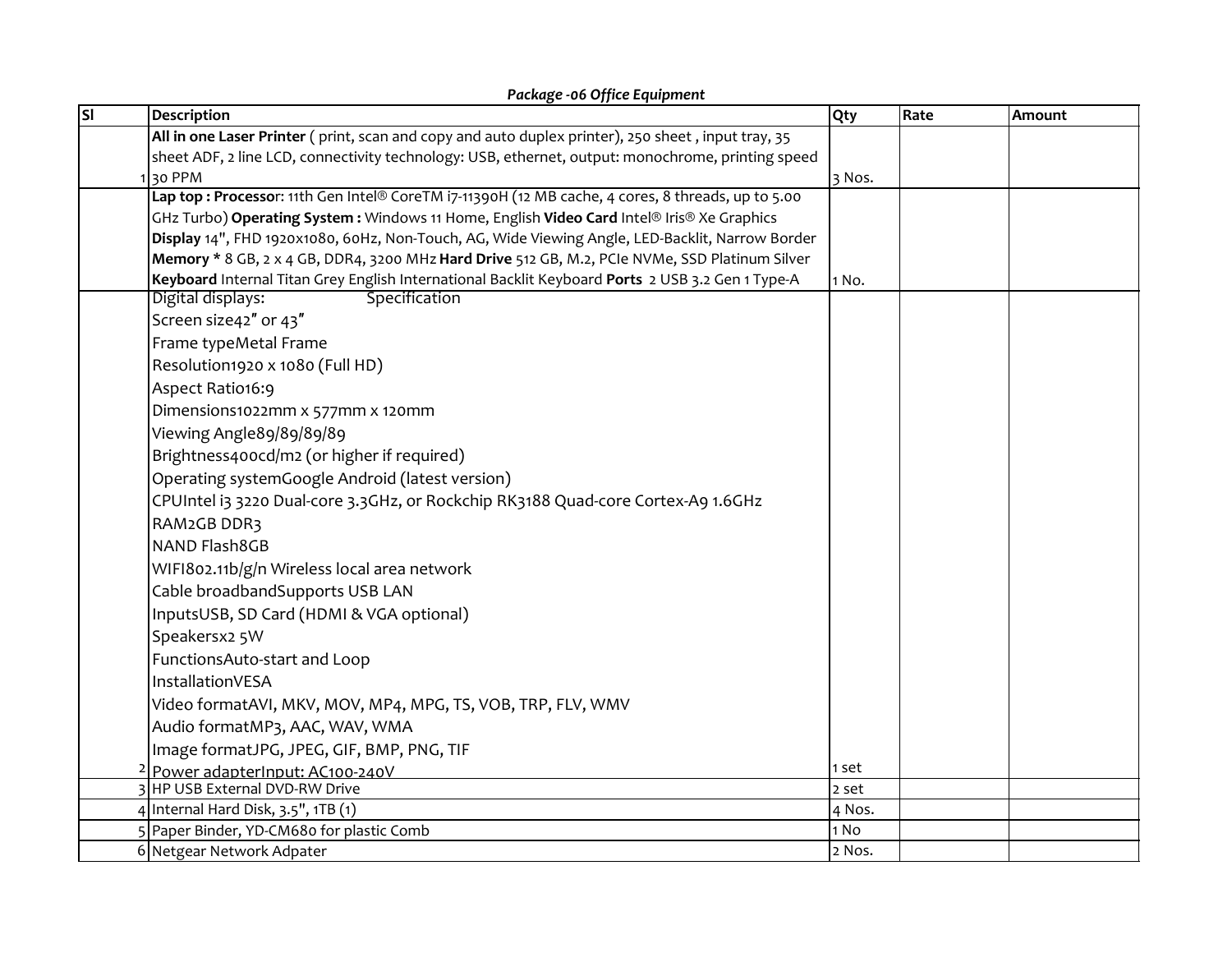*Package -06 Office Equipment*

| Sl | Description | Qty | Rate | Amount |
|---|---|---|---|---|
| 1 | **All in one Laser Printer** ( print, scan and copy and auto duplex printer), 250 sheet , input tray, 35 sheet ADF, 2 line LCD, connectivity technology: USB, ethernet, output: monochrome, printing speed 30 PPM | 3 Nos. | | |
| | **Lap top : Processor**: 11th Gen Intel® CoreTM i7-11390H (12 MB cache, 4 cores, 8 threads, up to 5.00 GHz Turbo) **Operating System :** Windows 11 Home, English **Video Card** Intel® Iris® Xe Graphics **Display** 14", FHD 1920x1080, 60Hz, Non-Touch, AG, Wide Viewing Angle, LED-Backlit, Narrow Border **Memory** * 8 GB, 2 x 4 GB, DDR4, 3200 MHz **Hard Drive** 512 GB, M.2, PCIe NVMe, SSD Platinum Silver **Keyboard** Internal Titan Grey English International Backlit Keyboard **Ports** 2 USB 3.2 Gen 1 Type-A | 1 No. | | |
| 2 | Digital displays: Specification<br>Screen size42″ or 43″<br>Frame typeMetal Frame<br>Resolution1920 x 1080 (Full HD)<br>Aspect Ratio16:9<br>Dimensions1022mm x 577mm x 120mm<br>Viewing Angle89/89/89/89<br>Brightness400cd/m2 (or higher if required)<br>Operating systemGoogle Android (latest version)<br>CPUIntel i3 3220 Dual-core 3.3GHz, or Rockchip RK3188 Quad-core Cortex-A9 1.6GHz<br>RAM2GB DDR3<br>NAND Flash8GB<br>WIFI802.11b/g/n Wireless local area network<br>Cable broadbandSupports USB LAN<br>InputsUSB, SD Card (HDMI & VGA optional)<br>Speakersx2 5W<br>FunctionsAuto-start and Loop<br>InstallationVESA<br>Video formatAVI, MKV, MOV, MP4, MPG, TS, VOB, TRP, FLV, WMV<br>Audio formatMP3, AAC, WAV, WMA<br>Image formatJPG, JPEG, GIF, BMP, PNG, TIF<br>Power adapterInput: AC100-240V | 1 set | | |
| 3 | HP USB External DVD-RW Drive | 2 set | | |
| 4 | Internal Hard Disk, 3.5", 1TB (1) | 4 Nos. | | |
| 5 | Paper Binder, YD-CM680 for plastic Comb | 1 No | | |
| 6 | Netgear Network Adpater | 2 Nos. | | |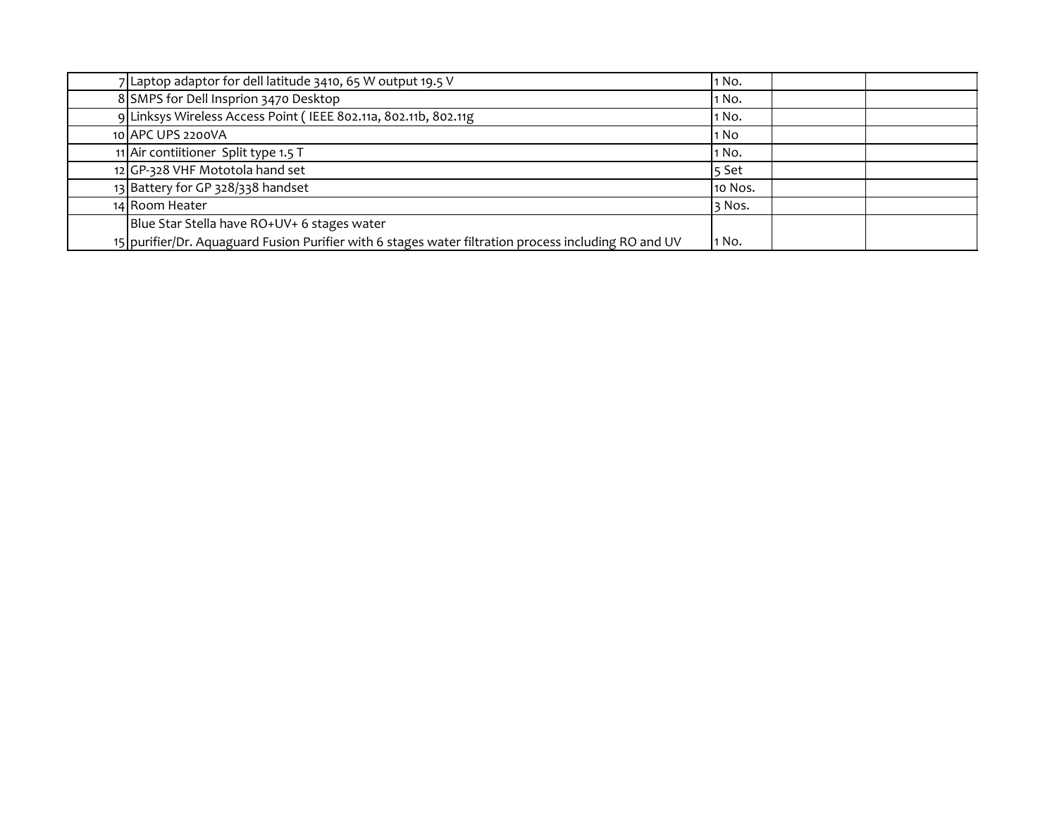| | | | | |
|---|---|---|---|---|
| 7 | Laptop adaptor for dell latitude 3410, 65 W output 19.5 V | 1 No. | | |
| 8 | SMPS for Dell Insprion 3470 Desktop | 1 No. | | |
| 9 | Linksys Wireless Access Point ( IEEE 802.11a, 802.11b, 802.11g | 1 No. | | |
| 10 | APC UPS 2200VA | 1 No | | |
| 11 | Air contiitioner Split type 1.5 T | 1 No. | | |
| 12 | GP-328 VHF Mototola hand set | 5 Set | | |
| 13 | Battery for GP 328/338 handset | 10 Nos. | | |
| 14 | Room Heater | 3 Nos. | | |
| 15 | Blue Star Stella have RO+UV+ 6 stages water purifier/Dr. Aquaguard Fusion Purifier with 6 stages water filtration process including RO and UV | 1 No. | | |